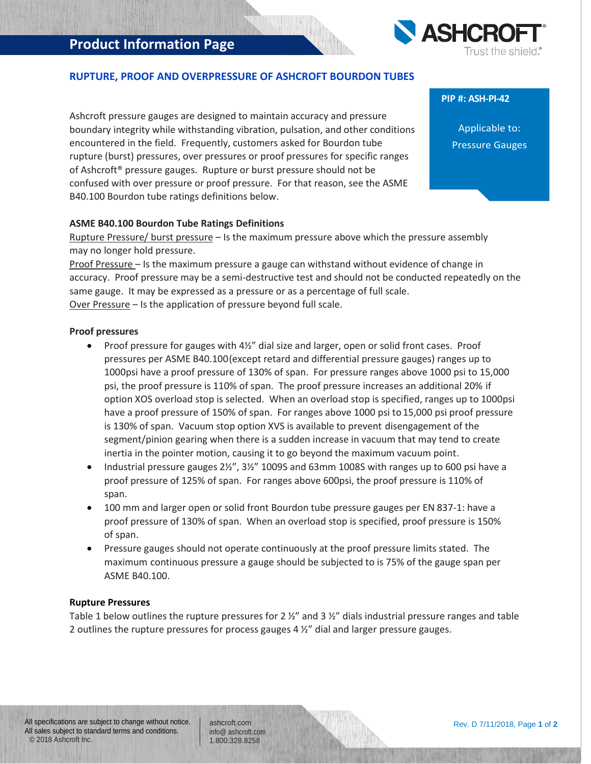## RUPTURE, PROOF AND OVERPRESSURE OF ASHCROFT BOURDON TUBES

**PIP #: ASH-PI-42**

Applicable to:
Pressure Gauges

Ashcroft pressure gauges are designed to maintain accuracy and pressure boundary integrity while withstanding vibration, pulsation, and other conditions encountered in the field. Frequently, customers asked for Bourdon tube rupture (burst) pressures, over pressures or proof pressures for specific ranges of Ashcroft® pressure gauges. Rupture or burst pressure should not be confused with over pressure or proof pressure. For that reason, see the ASME B40.100 Bourdon tube ratings definitions below.

### ASME B40.100 Bourdon Tube Ratings Definitions

Rupture Pressure/ burst pressure – Is the maximum pressure above which the pressure assembly may no longer hold pressure.

Proof Pressure – Is the maximum pressure a gauge can withstand without evidence of change in accuracy. Proof pressure may be a semi-destructive test and should not be conducted repeatedly on the same gauge. It may be expressed as a pressure or as a percentage of full scale.

Over Pressure – Is the application of pressure beyond full scale.

### Proof pressures

- Proof pressure for gauges with 4½" dial size and larger, open or solid front cases. Proof pressures per ASME B40.100(except retard and differential pressure gauges) ranges up to 1000psi have a proof pressure of 130% of span. For pressure ranges above 1000 psi to 15,000 psi, the proof pressure is 110% of span. The proof pressure increases an additional 20% if option XOS overload stop is selected. When an overload stop is specified, ranges up to 1000psi have a proof pressure of 150% of span. For ranges above 1000 psi to 15,000 psi proof pressure is 130% of span. Vacuum stop option XVS is available to prevent disengagement of the segment/pinion gearing when there is a sudden increase in vacuum that may tend to create inertia in the pointer motion, causing it to go beyond the maximum vacuum point.
- Industrial pressure gauges 2½", 3½" 1009S and 63mm 1008S with ranges up to 600 psi have a proof pressure of 125% of span. For ranges above 600psi, the proof pressure is 110% of span.
- 100 mm and larger open or solid front Bourdon tube pressure gauges per EN 837-1: have a proof pressure of 130% of span. When an overload stop is specified, proof pressure is 150% of span.
- Pressure gauges should not operate continuously at the proof pressure limits stated. The maximum continuous pressure a gauge should be subjected to is 75% of the gauge span per ASME B40.100.

### Rupture Pressures

Table 1 below outlines the rupture pressures for 2 ½" and 3 ½" dials industrial pressure ranges and table 2 outlines the rupture pressures for process gauges 4 ½" dial and larger pressure gauges.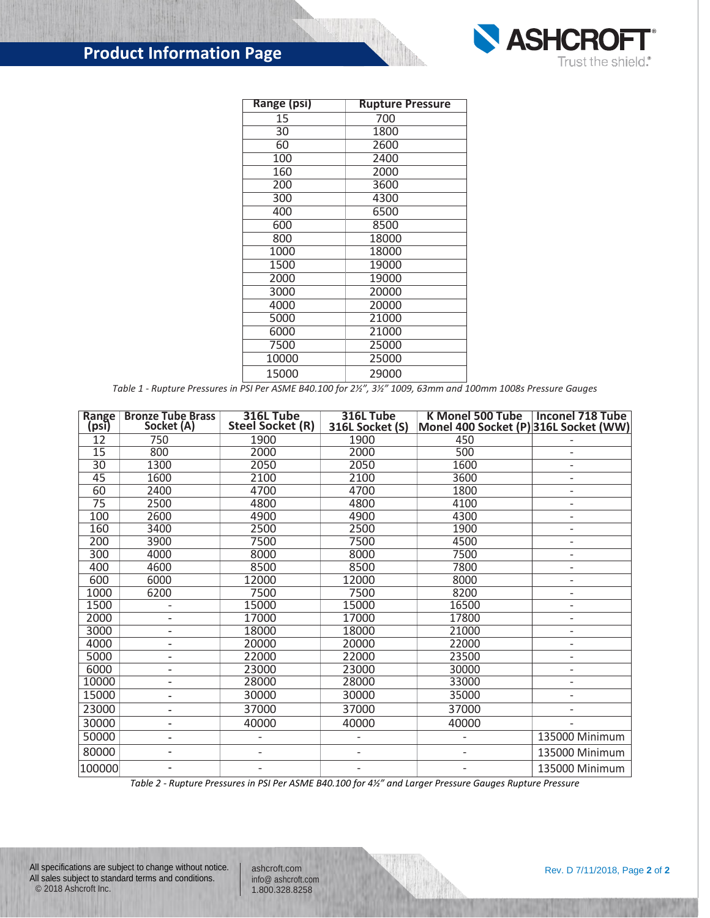## Product Information Page

| Range (psi) | Rupture Pressure |
|---|---|
| 15 | 700 |
| 30 | 1800 |
| 60 | 2600 |
| 100 | 2400 |
| 160 | 2000 |
| 200 | 3600 |
| 300 | 4300 |
| 400 | 6500 |
| 600 | 8500 |
| 800 | 18000 |
| 1000 | 18000 |
| 1500 | 19000 |
| 2000 | 19000 |
| 3000 | 20000 |
| 4000 | 20000 |
| 5000 | 21000 |
| 6000 | 21000 |
| 7500 | 25000 |
| 10000 | 25000 |
| 15000 | 29000 |

*Table 1 - Rupture Pressures in PSI Per ASME B40.100 for 2½", 3½" 1009, 63mm and 100mm 1008s Pressure Gauges*

| Range (psi) | Bronze Tube Brass Socket (A) | 316L Tube Steel Socket (R) | 316L Tube 316L Socket (S) | K Monel 500 Tube Monel 400 Socket (P) | Inconel 718 Tube 316L Socket (WW) |
|---|---|---|---|---|---|
| 12 | 750 | 1900 | 1900 | 450 | - |
| 15 | 800 | 2000 | 2000 | 500 | - |
| 30 | 1300 | 2050 | 2050 | 1600 | - |
| 45 | 1600 | 2100 | 2100 | 3600 | - |
| 60 | 2400 | 4700 | 4700 | 1800 | - |
| 75 | 2500 | 4800 | 4800 | 4100 | - |
| 100 | 2600 | 4900 | 4900 | 4300 | - |
| 160 | 3400 | 2500 | 2500 | 1900 | - |
| 200 | 3900 | 7500 | 7500 | 4500 | - |
| 300 | 4000 | 8000 | 8000 | 7500 | - |
| 400 | 4600 | 8500 | 8500 | 7800 | - |
| 600 | 6000 | 12000 | 12000 | 8000 | - |
| 1000 | 6200 | 7500 | 7500 | 8200 | - |
| 1500 | - | 15000 | 15000 | 16500 | - |
| 2000 | - | 17000 | 17000 | 17800 | - |
| 3000 | - | 18000 | 18000 | 21000 | - |
| 4000 | - | 20000 | 20000 | 22000 | - |
| 5000 | - | 22000 | 22000 | 23500 | - |
| 6000 | - | 23000 | 23000 | 30000 | - |
| 10000 | - | 28000 | 28000 | 33000 | - |
| 15000 | - | 30000 | 30000 | 35000 | - |
| 23000 | - | 37000 | 37000 | 37000 | - |
| 30000 | - | 40000 | 40000 | 40000 | - |
| 50000 | - | - | - | - | 135000 Minimum |
| 80000 | - | - | - | - | 135000 Minimum |
| 100000 | - | - | - | - | 135000 Minimum |

*Table 2 - Rupture Pressures in PSI Per ASME B40.100 for 4½" and Larger Pressure Gauges Rupture Pressure*

All specifications are subject to change without notice.
All sales subject to standard terms and conditions.
© 2018 Ashcroft Inc.

ashcroft.com
info@ ashcroft.com
1.800.328.8258

Rev. D 7/11/2018